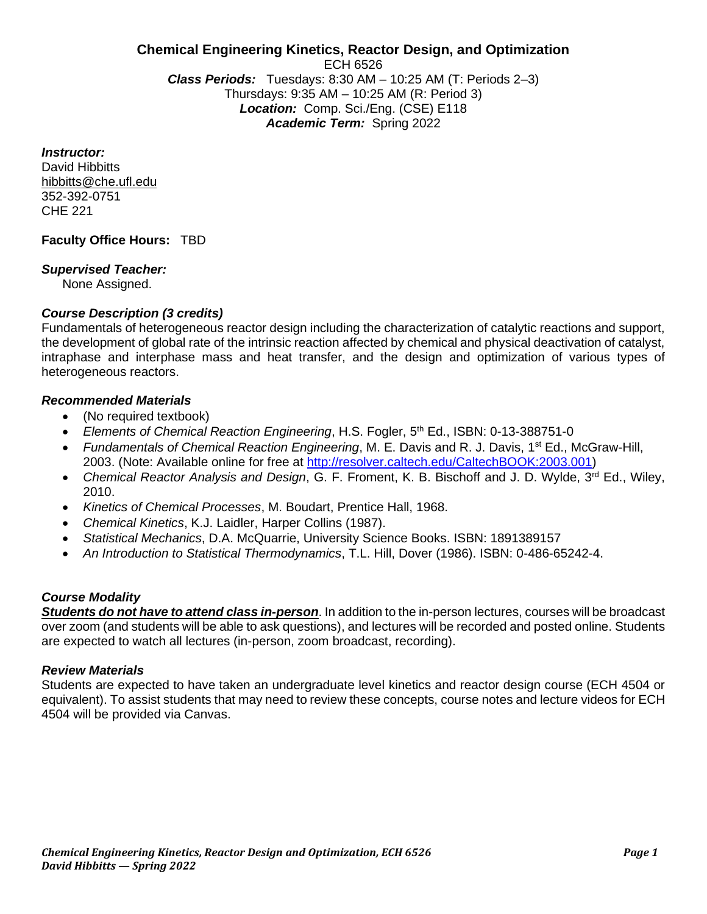# Chemical Engineering Kinetics, Reactor Design, and Optimization

ECH 6526

***Class Periods:*** Tuesdays: 8:30 AM – 10:25 AM (T: Periods 2–3)
Thursdays: 9:35 AM – 10:25 AM (R: Period 3)

***Location:*** Comp. Sci./Eng. (CSE) E118

***Academic Term:*** Spring 2022

***Instructor:***
David Hibbitts
hibbitts@che.ufl.edu
352-392-0751
CHE 221

**Faculty Office Hours:** TBD

***Supervised Teacher:***
None Assigned.

***Course Description (3 credits)***

Fundamentals of heterogeneous reactor design including the characterization of catalytic reactions and support, the development of global rate of the intrinsic reaction affected by chemical and physical deactivation of catalyst, intraphase and interphase mass and heat transfer, and the design and optimization of various types of heterogeneous reactors.

***Recommended Materials***

- (No required textbook)
- *Elements of Chemical Reaction Engineering*, H.S. Fogler, 5th Ed., ISBN: 0-13-388751-0
- *Fundamentals of Chemical Reaction Engineering*, M. E. Davis and R. J. Davis, 1st Ed., McGraw-Hill, 2003. (Note: Available online for free at http://resolver.caltech.edu/CaltechBOOK:2003.001)
- *Chemical Reactor Analysis and Design*, G. F. Froment, K. B. Bischoff and J. D. Wylde, 3rd Ed., Wiley, 2010.
- *Kinetics of Chemical Processes*, M. Boudart, Prentice Hall, 1968.
- *Chemical Kinetics*, K.J. Laidler, Harper Collins (1987).
- *Statistical Mechanics*, D.A. McQuarrie, University Science Books. ISBN: 1891389157
- *An Introduction to Statistical Thermodynamics*, T.L. Hill, Dover (1986). ISBN: 0-486-65242-4.

***Course Modality***

***Students do not have to attend class in-person***. In addition to the in-person lectures, courses will be broadcast over zoom (and students will be able to ask questions), and lectures will be recorded and posted online. Students are expected to watch all lectures (in-person, zoom broadcast, recording).

***Review Materials***

Students are expected to have taken an undergraduate level kinetics and reactor design course (ECH 4504 or equivalent). To assist students that may need to review these concepts, course notes and lecture videos for ECH 4504 will be provided via Canvas.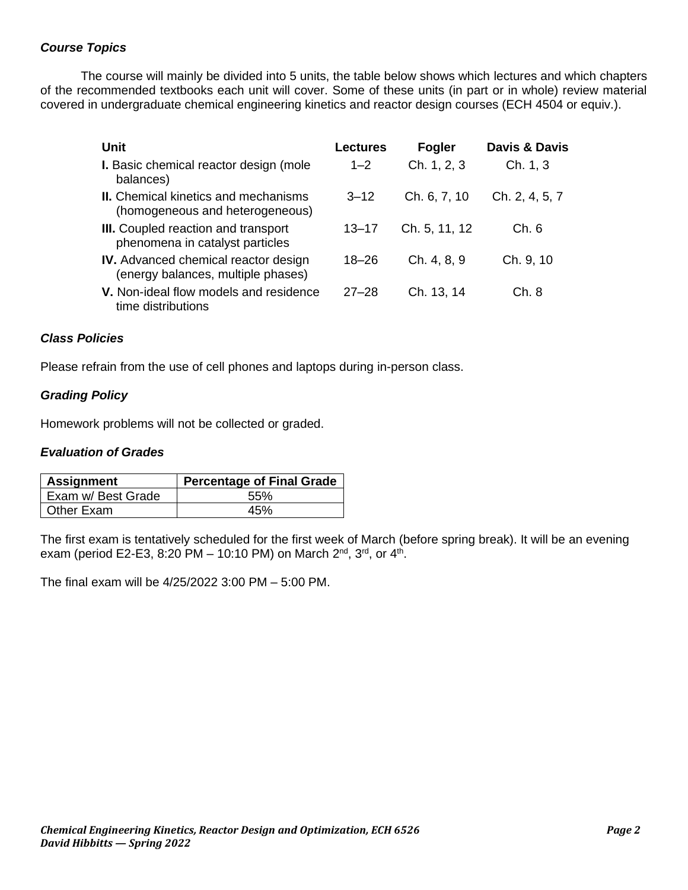### *Course Topics*

The course will mainly be divided into 5 units, the table below shows which lectures and which chapters of the recommended textbooks each unit will cover. Some of these units (in part or in whole) review material covered in undergraduate chemical engineering kinetics and reactor design courses (ECH 4504 or equiv.).

| Unit | Lectures | Fogler | Davis & Davis |
|---|---|---|---|
| **I.** Basic chemical reactor design (mole balances) | 1–2 | Ch. 1, 2, 3 | Ch. 1, 3 |
| **II.** Chemical kinetics and mechanisms (homogeneous and heterogeneous) | 3–12 | Ch. 6, 7, 10 | Ch. 2, 4, 5, 7 |
| **III.** Coupled reaction and transport phenomena in catalyst particles | 13–17 | Ch. 5, 11, 12 | Ch. 6 |
| **IV.** Advanced chemical reactor design (energy balances, multiple phases) | 18–26 | Ch. 4, 8, 9 | Ch. 9, 10 |
| **V.** Non-ideal flow models and residence time distributions | 27–28 | Ch. 13, 14 | Ch. 8 |

### *Class Policies*

Please refrain from the use of cell phones and laptops during in-person class.

### *Grading Policy*

Homework problems will not be collected or graded.

### *Evaluation of Grades*

| Assignment | Percentage of Final Grade |
|---|---|
| Exam w/ Best Grade | 55% |
| Other Exam | 45% |

The first exam is tentatively scheduled for the first week of March (before spring break). It will be an evening exam (period E2-E3, 8:20 PM – 10:10 PM) on March 2nd, 3rd, or 4th.

The final exam will be 4/25/2022 3:00 PM – 5:00 PM.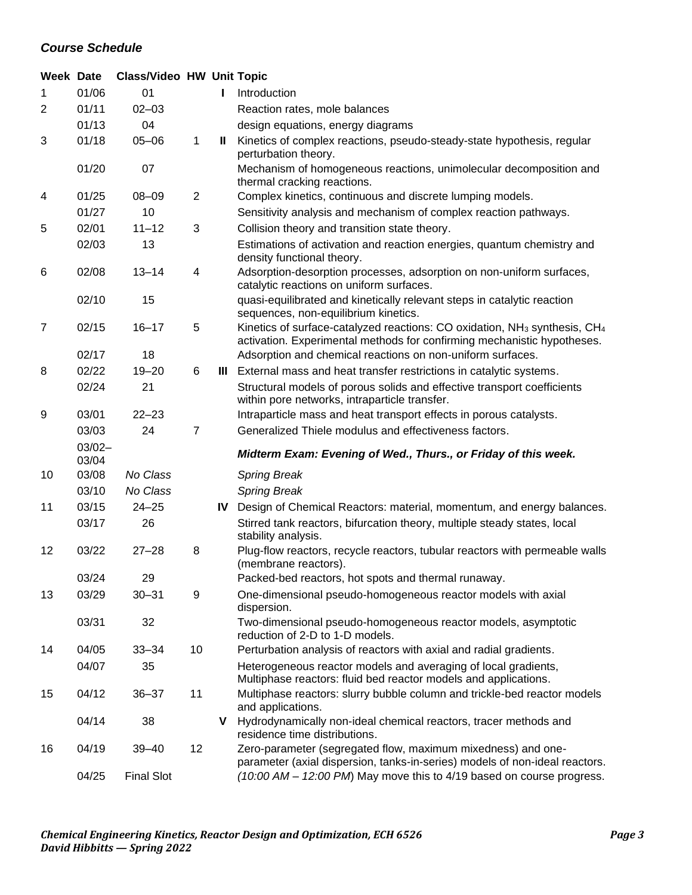### *Course Schedule*

| Week | Date | Class/Video | HW | Unit | Topic |
|---|---|---|---|---|---|
| 1 | 01/06 | 01 | | **I** | Introduction |
| 2 | 01/11 | 02–03 | | | Reaction rates, mole balances |
| | 01/13 | 04 | | | design equations, energy diagrams |
| 3 | 01/18 | 05–06 | 1 | **II** | Kinetics of complex reactions, pseudo-steady-state hypothesis, regular perturbation theory. |
| | 01/20 | 07 | | | Mechanism of homogeneous reactions, unimolecular decomposition and thermal cracking reactions. |
| 4 | 01/25 | 08–09 | 2 | | Complex kinetics, continuous and discrete lumping models. |
| | 01/27 | 10 | | | Sensitivity analysis and mechanism of complex reaction pathways. |
| 5 | 02/01 | 11–12 | 3 | | Collision theory and transition state theory. |
| | 02/03 | 13 | | | Estimations of activation and reaction energies, quantum chemistry and density functional theory. |
| 6 | 02/08 | 13–14 | 4 | | Adsorption-desorption processes, adsorption on non-uniform surfaces, catalytic reactions on uniform surfaces. |
| | 02/10 | 15 | | | quasi-equilibrated and kinetically relevant steps in catalytic reaction sequences, non-equilibrium kinetics. |
| 7 | 02/15 | 16–17 | 5 | | Kinetics of surface-catalyzed reactions: CO oxidation, $NH_3$ synthesis, $CH_4$ activation. Experimental methods for confirming mechanistic hypotheses. |
| | 02/17 | 18 | | | Adsorption and chemical reactions on non-uniform surfaces. |
| 8 | 02/22 | 19–20 | 6 | **III** | External mass and heat transfer restrictions in catalytic systems. |
| | 02/24 | 21 | | | Structural models of porous solids and effective transport coefficients within pore networks, intraparticle transfer. |
| 9 | 03/01 | 22–23 | | | Intraparticle mass and heat transport effects in porous catalysts. |
| | 03/03 | 24 | 7 | | Generalized Thiele modulus and effectiveness factors. |
| | 03/02–03/04 | | | | ***Midterm Exam: Evening of Wed., Thurs., or Friday of this week.*** |
| 10 | 03/08 | *No Class* | | | *Spring Break* |
| | 03/10 | *No Class* | | | *Spring Break* |
| 11 | 03/15 | 24–25 | | **IV** | Design of Chemical Reactors: material, momentum, and energy balances. |
| | 03/17 | 26 | | | Stirred tank reactors, bifurcation theory, multiple steady states, local stability analysis. |
| 12 | 03/22 | 27–28 | 8 | | Plug-flow reactors, recycle reactors, tubular reactors with permeable walls (membrane reactors). |
| | 03/24 | 29 | | | Packed-bed reactors, hot spots and thermal runaway. |
| 13 | 03/29 | 30–31 | 9 | | One-dimensional pseudo-homogeneous reactor models with axial dispersion. |
| | 03/31 | 32 | | | Two-dimensional pseudo-homogeneous reactor models, asymptotic reduction of 2-D to 1-D models. |
| 14 | 04/05 | 33–34 | 10 | | Perturbation analysis of reactors with axial and radial gradients. |
| | 04/07 | 35 | | | Heterogeneous reactor models and averaging of local gradients, Multiphase reactors: fluid bed reactor models and applications. |
| 15 | 04/12 | 36–37 | 11 | | Multiphase reactors: slurry bubble column and trickle-bed reactor models and applications. |
| | 04/14 | 38 | | **V** | Hydrodynamically non-ideal chemical reactors, tracer methods and residence time distributions. |
| 16 | 04/19 | 39–40 | 12 | | Zero-parameter (segregated flow, maximum mixedness) and one-parameter (axial dispersion, tanks-in-series) models of non-ideal reactors. |
| | 04/25 | Final Slot | | | *(10:00 AM – 12:00 PM*) May move this to 4/19 based on course progress. |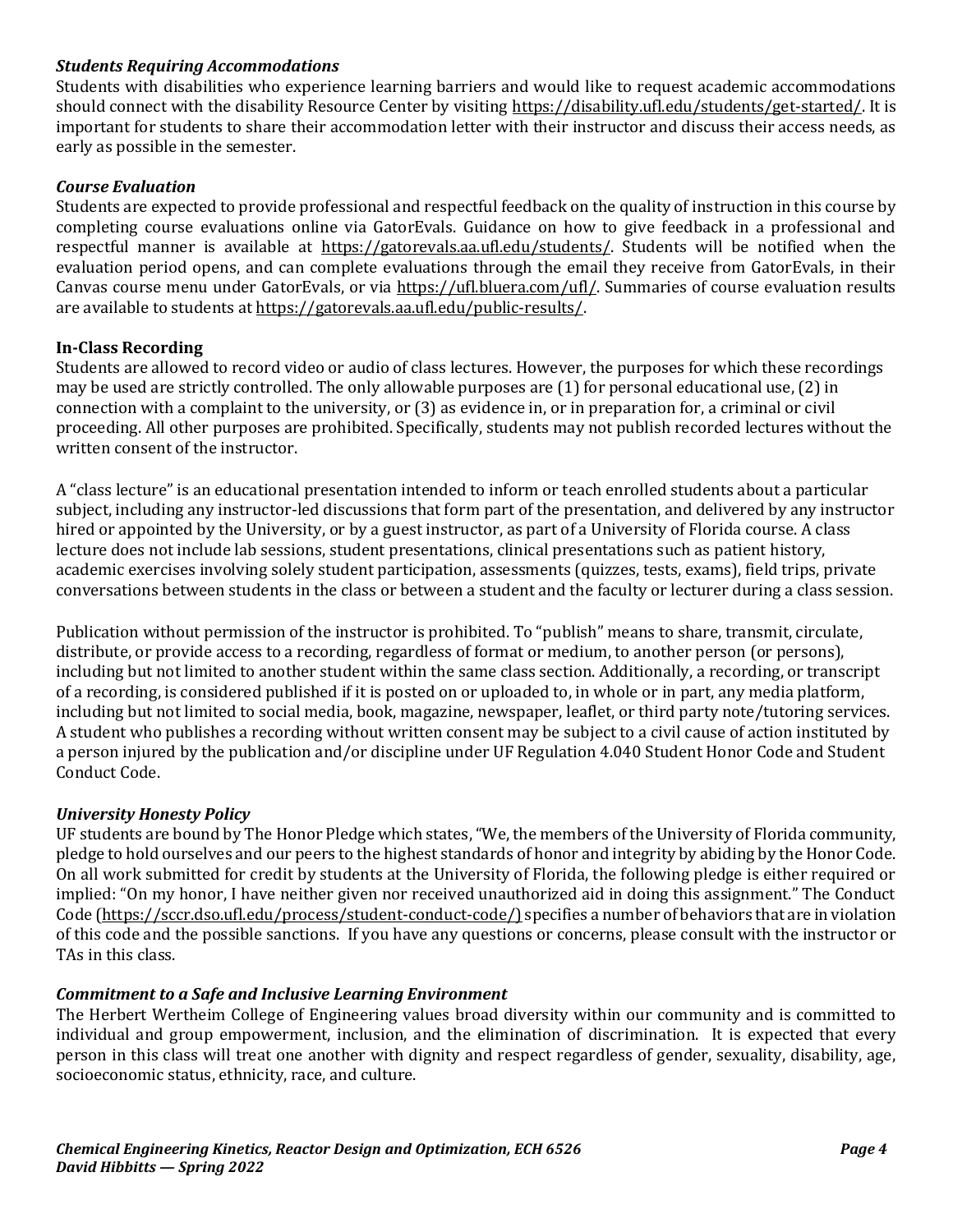### *Students Requiring Accommodations*

Students with disabilities who experience learning barriers and would like to request academic accommodations should connect with the disability Resource Center by visiting https://disability.ufl.edu/students/get-started/. It is important for students to share their accommodation letter with their instructor and discuss their access needs, as early as possible in the semester.

### *Course Evaluation*

Students are expected to provide professional and respectful feedback on the quality of instruction in this course by completing course evaluations online via GatorEvals. Guidance on how to give feedback in a professional and respectful manner is available at https://gatorevals.aa.ufl.edu/students/. Students will be notified when the evaluation period opens, and can complete evaluations through the email they receive from GatorEvals, in their Canvas course menu under GatorEvals, or via https://ufl.bluera.com/ufl/. Summaries of course evaluation results are available to students at https://gatorevals.aa.ufl.edu/public-results/.

### **In-Class Recording**

Students are allowed to record video or audio of class lectures. However, the purposes for which these recordings may be used are strictly controlled. The only allowable purposes are (1) for personal educational use, (2) in connection with a complaint to the university, or (3) as evidence in, or in preparation for, a criminal or civil proceeding. All other purposes are prohibited. Specifically, students may not publish recorded lectures without the written consent of the instructor.

A "class lecture" is an educational presentation intended to inform or teach enrolled students about a particular subject, including any instructor-led discussions that form part of the presentation, and delivered by any instructor hired or appointed by the University, or by a guest instructor, as part of a University of Florida course. A class lecture does not include lab sessions, student presentations, clinical presentations such as patient history, academic exercises involving solely student participation, assessments (quizzes, tests, exams), field trips, private conversations between students in the class or between a student and the faculty or lecturer during a class session.

Publication without permission of the instructor is prohibited. To "publish" means to share, transmit, circulate, distribute, or provide access to a recording, regardless of format or medium, to another person (or persons), including but not limited to another student within the same class section. Additionally, a recording, or transcript of a recording, is considered published if it is posted on or uploaded to, in whole or in part, any media platform, including but not limited to social media, book, magazine, newspaper, leaflet, or third party note/tutoring services. A student who publishes a recording without written consent may be subject to a civil cause of action instituted by a person injured by the publication and/or discipline under UF Regulation 4.040 Student Honor Code and Student Conduct Code.

### *University Honesty Policy*

UF students are bound by The Honor Pledge which states, "We, the members of the University of Florida community, pledge to hold ourselves and our peers to the highest standards of honor and integrity by abiding by the Honor Code. On all work submitted for credit by students at the University of Florida, the following pledge is either required or implied: "On my honor, I have neither given nor received unauthorized aid in doing this assignment." The Conduct Code (https://sccr.dso.ufl.edu/process/student-conduct-code/) specifies a number of behaviors that are in violation of this code and the possible sanctions. If you have any questions or concerns, please consult with the instructor or TAs in this class.

### *Commitment to a Safe and Inclusive Learning Environment*

The Herbert Wertheim College of Engineering values broad diversity within our community and is committed to individual and group empowerment, inclusion, and the elimination of discrimination. It is expected that every person in this class will treat one another with dignity and respect regardless of gender, sexuality, disability, age, socioeconomic status, ethnicity, race, and culture.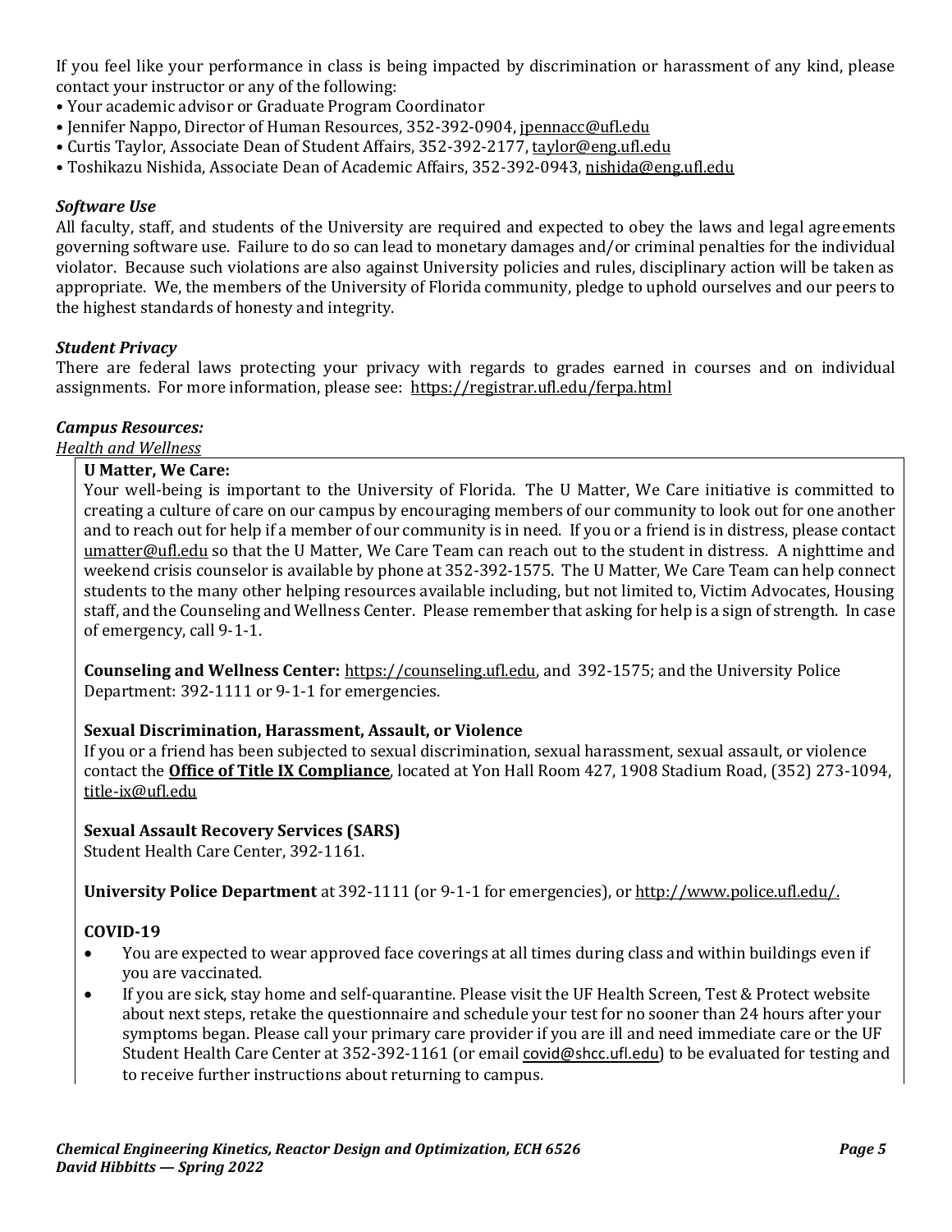If you feel like your performance in class is being impacted by discrimination or harassment of any kind, please contact your instructor or any of the following:

- Your academic advisor or Graduate Program Coordinator
- Jennifer Nappo, Director of Human Resources, 352-392-0904, jpennacc@ufl.edu
- Curtis Taylor, Associate Dean of Student Affairs, 352-392-2177, taylor@eng.ufl.edu
- Toshikazu Nishida, Associate Dean of Academic Affairs, 352-392-0943, nishida@eng.ufl.edu

### *Software Use*

All faculty, staff, and students of the University are required and expected to obey the laws and legal agreements governing software use. Failure to do so can lead to monetary damages and/or criminal penalties for the individual violator. Because such violations are also against University policies and rules, disciplinary action will be taken as appropriate. We, the members of the University of Florida community, pledge to uphold ourselves and our peers to the highest standards of honesty and integrity.

### *Student Privacy*

There are federal laws protecting your privacy with regards to grades earned in courses and on individual assignments. For more information, please see: https://registrar.ufl.edu/ferpa.html

### *Campus Resources:*

*Health and Wellness*

**U Matter, We Care:**
Your well-being is important to the University of Florida. The U Matter, We Care initiative is committed to creating a culture of care on our campus by encouraging members of our community to look out for one another and to reach out for help if a member of our community is in need. If you or a friend is in distress, please contact umatter@ufl.edu so that the U Matter, We Care Team can reach out to the student in distress. A nighttime and weekend crisis counselor is available by phone at 352-392-1575. The U Matter, We Care Team can help connect students to the many other helping resources available including, but not limited to, Victim Advocates, Housing staff, and the Counseling and Wellness Center. Please remember that asking for help is a sign of strength. In case of emergency, call 9-1-1.

**Counseling and Wellness Center:** https://counseling.ufl.edu, and 392-1575; and the University Police Department: 392-1111 or 9-1-1 for emergencies.

**Sexual Discrimination, Harassment, Assault, or Violence**
If you or a friend has been subjected to sexual discrimination, sexual harassment, sexual assault, or violence contact the **Office of Title IX Compliance**, located at Yon Hall Room 427, 1908 Stadium Road, (352) 273-1094, title-ix@ufl.edu

**Sexual Assault Recovery Services (SARS)**
Student Health Care Center, 392-1161.

**University Police Department** at 392-1111 (or 9-1-1 for emergencies), or http://www.police.ufl.edu/.

**COVID-19**

- You are expected to wear approved face coverings at all times during class and within buildings even if you are vaccinated.
- If you are sick, stay home and self-quarantine. Please visit the UF Health Screen, Test & Protect website about next steps, retake the questionnaire and schedule your test for no sooner than 24 hours after your symptoms began. Please call your primary care provider if you are ill and need immediate care or the UF Student Health Care Center at 352-392-1161 (or email covid@shcc.ufl.edu) to be evaluated for testing and to receive further instructions about returning to campus.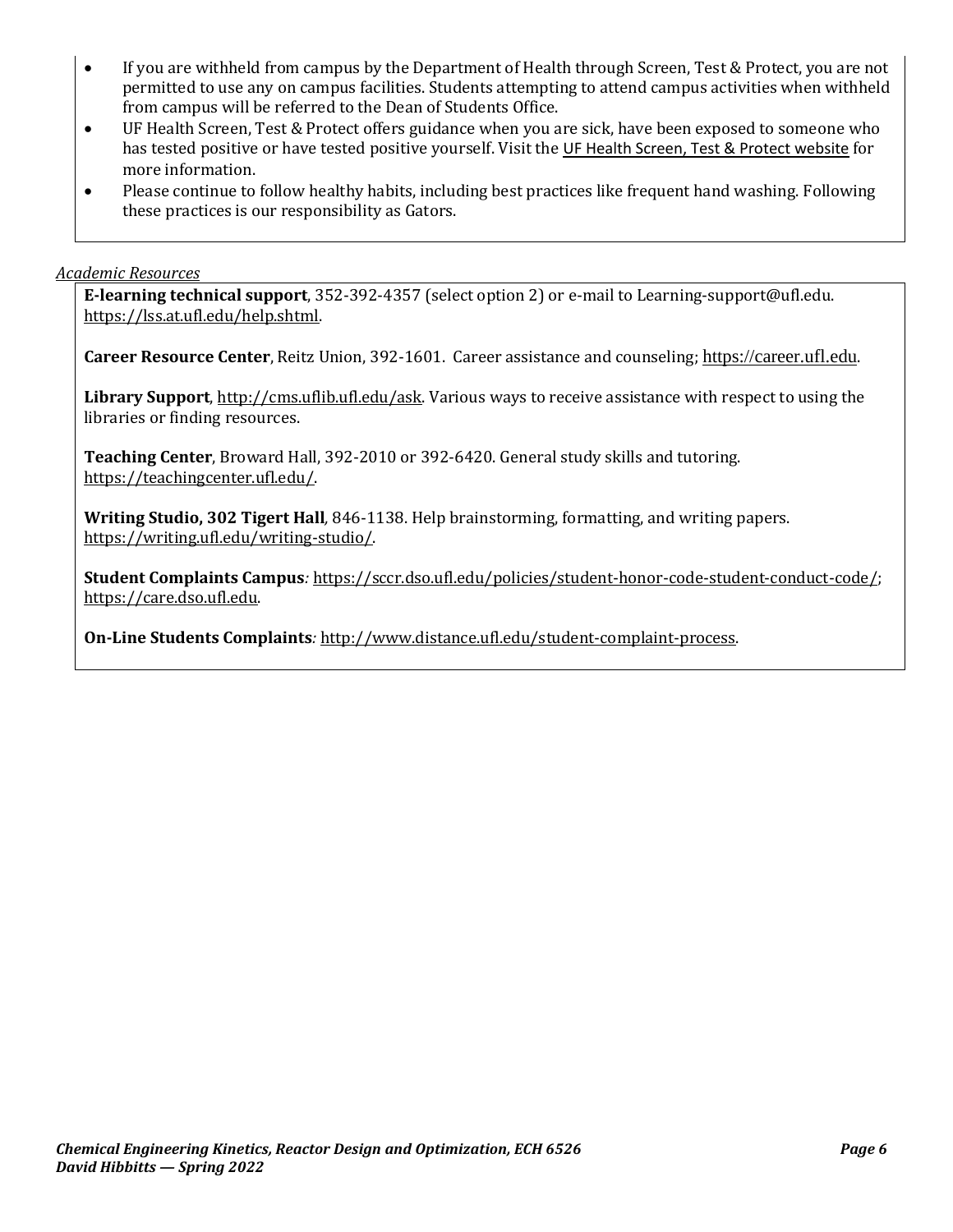- If you are withheld from campus by the Department of Health through Screen, Test & Protect, you are not permitted to use any on campus facilities. Students attempting to attend campus activities when withheld from campus will be referred to the Dean of Students Office.
- UF Health Screen, Test & Protect offers guidance when you are sick, have been exposed to someone who has tested positive or have tested positive yourself. Visit the UF Health Screen, Test & Protect website for more information.
- Please continue to follow healthy habits, including best practices like frequent hand washing. Following these practices is our responsibility as Gators.

*Academic Resources*

**E-learning technical support**, 352-392-4357 (select option 2) or e-mail to Learning-support@ufl.edu. https://lss.at.ufl.edu/help.shtml.

**Career Resource Center**, Reitz Union, 392-1601. Career assistance and counseling; https://career.ufl.edu.

**Library Support**, http://cms.uflib.ufl.edu/ask. Various ways to receive assistance with respect to using the libraries or finding resources.

**Teaching Center**, Broward Hall, 392-2010 or 392-6420. General study skills and tutoring. https://teachingcenter.ufl.edu/.

**Writing Studio, 302 Tigert Hall**, 846-1138. Help brainstorming, formatting, and writing papers. https://writing.ufl.edu/writing-studio/.

**Student Complaints Campus***:* https://sccr.dso.ufl.edu/policies/student-honor-code-student-conduct-code/; https://care.dso.ufl.edu.

**On-Line Students Complaints***:* http://www.distance.ufl.edu/student-complaint-process.